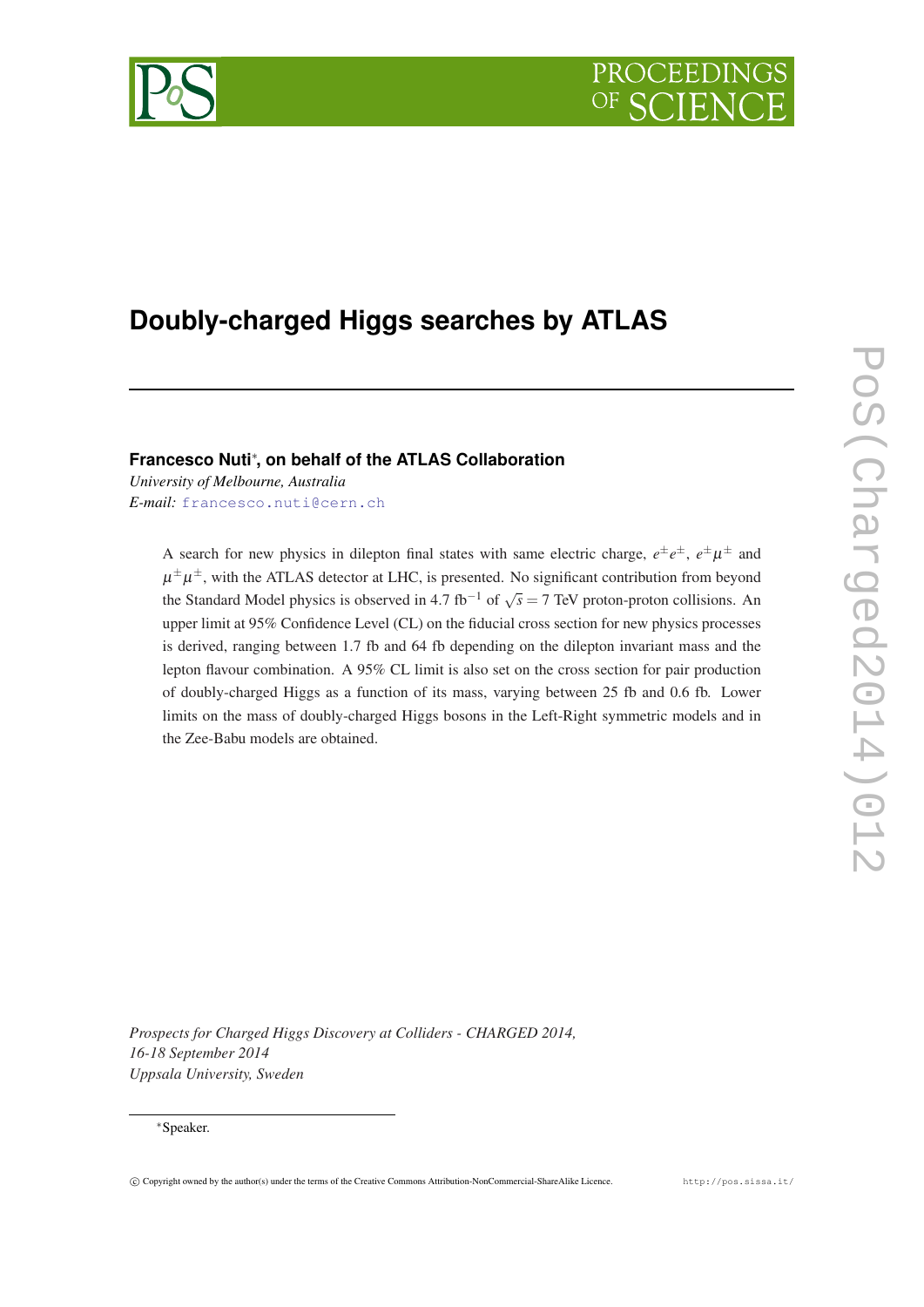# Doubly-charged Higgs searches by ATLAS

**Francesco Nuti***, **on behalf of the ATLAS Collaboration**

*University of Melbourne, Australia*

*E-mail:* francesco.nuti@cern.ch

A search for new physics in dilepton final states with same electric charge, $e^\pm e^\pm$, $e^\pm\mu^\pm$ and $\mu^\pm\mu^\pm$, with the ATLAS detector at LHC, is presented. No significant contribution from beyond the Standard Model physics is observed in 4.7 fb$^{-1}$ of $\sqrt{s} = 7$ TeV proton-proton collisions. An upper limit at 95% Confidence Level (CL) on the fiducial cross section for new physics processes is derived, ranging between 1.7 fb and 64 fb depending on the dilepton invariant mass and the lepton flavour combination. A 95% CL limit is also set on the cross section for pair production of doubly-charged Higgs as a function of its mass, varying between 25 fb and 0.6 fb. Lower limits on the mass of doubly-charged Higgs bosons in the Left-Right symmetric models and in the Zee-Babu models are obtained.

*Prospects for Charged Higgs Discovery at Colliders - CHARGED 2014,*
*16-18 September 2014*
*Uppsala University, Sweden*

*Speaker.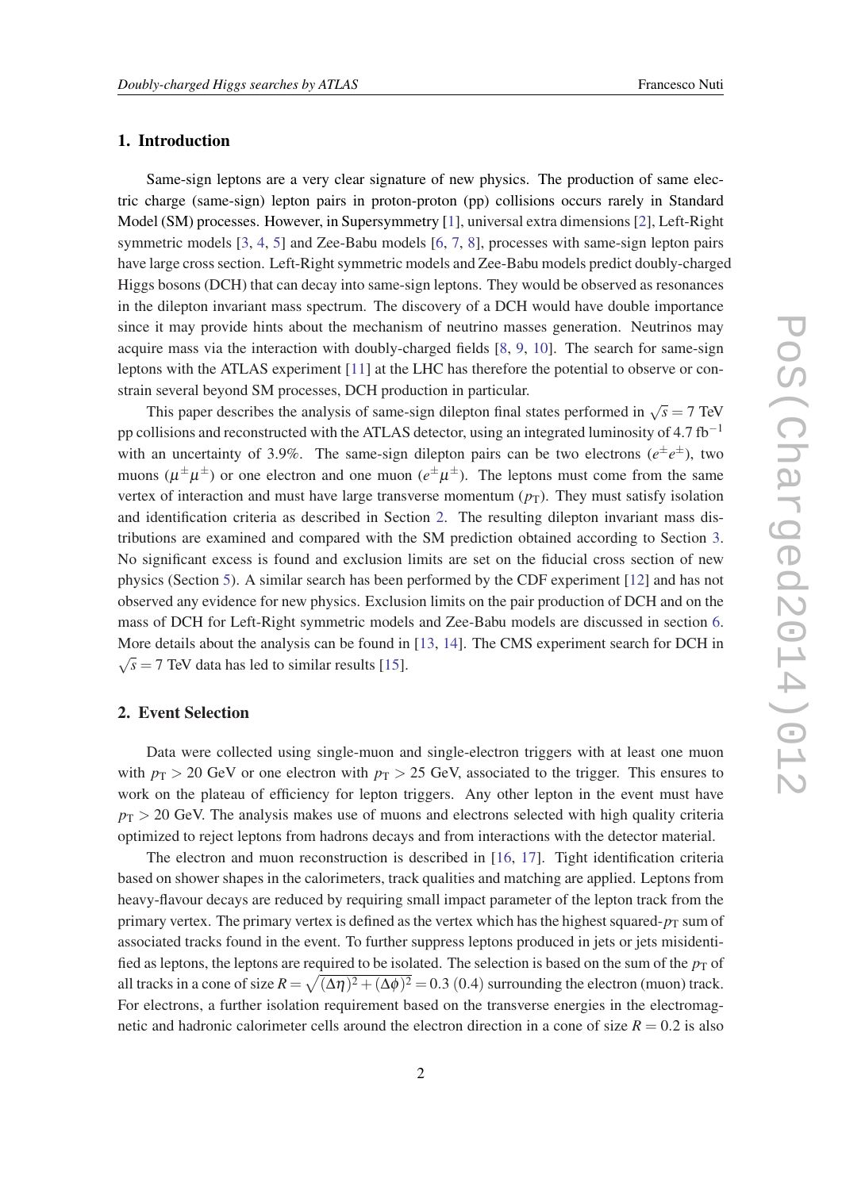## 1. Introduction

Same-sign leptons are a very clear signature of new physics. The production of same electric charge (same-sign) lepton pairs in proton-proton (pp) collisions occurs rarely in Standard Model (SM) processes. However, in Supersymmetry [1], universal extra dimensions [2], Left-Right symmetric models [3, 4, 5] and Zee-Babu models [6, 7, 8], processes with same-sign lepton pairs have large cross section. Left-Right symmetric models and Zee-Babu models predict doubly-charged Higgs bosons (DCH) that can decay into same-sign leptons. They would be observed as resonances in the dilepton invariant mass spectrum. The discovery of a DCH would have double importance since it may provide hints about the mechanism of neutrino masses generation. Neutrinos may acquire mass via the interaction with doubly-charged fields [8, 9, 10]. The search for same-sign leptons with the ATLAS experiment [11] at the LHC has therefore the potential to observe or constrain several beyond SM processes, DCH production in particular.

This paper describes the analysis of same-sign dilepton final states performed in $\sqrt{s} = 7$ TeV pp collisions and reconstructed with the ATLAS detector, using an integrated luminosity of 4.7 fb$^{-1}$ with an uncertainty of 3.9%. The same-sign dilepton pairs can be two electrons ($e^{\pm}e^{\pm}$), two muons ($\mu^{\pm}\mu^{\pm}$) or one electron and one muon ($e^{\pm}\mu^{\pm}$). The leptons must come from the same vertex of interaction and must have large transverse momentum ($p_{\mathrm{T}}$). They must satisfy isolation and identification criteria as described in Section 2. The resulting dilepton invariant mass distributions are examined and compared with the SM prediction obtained according to Section 3. No significant excess is found and exclusion limits are set on the fiducial cross section of new physics (Section 5). A similar search has been performed by the CDF experiment [12] and has not observed any evidence for new physics. Exclusion limits on the pair production of DCH and on the mass of DCH for Left-Right symmetric models and Zee-Babu models are discussed in section 6. More details about the analysis can be found in [13, 14]. The CMS experiment search for DCH in $\sqrt{s} = 7$ TeV data has led to similar results [15].

## 2. Event Selection

Data were collected using single-muon and single-electron triggers with at least one muon with $p_{\mathrm{T}} > 20$ GeV or one electron with $p_{\mathrm{T}} > 25$ GeV, associated to the trigger. This ensures to work on the plateau of efficiency for lepton triggers. Any other lepton in the event must have $p_{\mathrm{T}} > 20$ GeV. The analysis makes use of muons and electrons selected with high quality criteria optimized to reject leptons from hadrons decays and from interactions with the detector material.

The electron and muon reconstruction is described in [16, 17]. Tight identification criteria based on shower shapes in the calorimeters, track qualities and matching are applied. Leptons from heavy-flavour decays are reduced by requiring small impact parameter of the lepton track from the primary vertex. The primary vertex is defined as the vertex which has the highest squared-$p_{\mathrm{T}}$ sum of associated tracks found in the event. To further suppress leptons produced in jets or jets misidentified as leptons, the leptons are required to be isolated. The selection is based on the sum of the $p_{\mathrm{T}}$ of all tracks in a cone of size $R = \sqrt{(\Delta\eta)^2 + (\Delta\phi)^2} = 0.3$ (0.4) surrounding the electron (muon) track. For electrons, a further isolation requirement based on the transverse energies in the electromagnetic and hadronic calorimeter cells around the electron direction in a cone of size $R = 0.2$ is also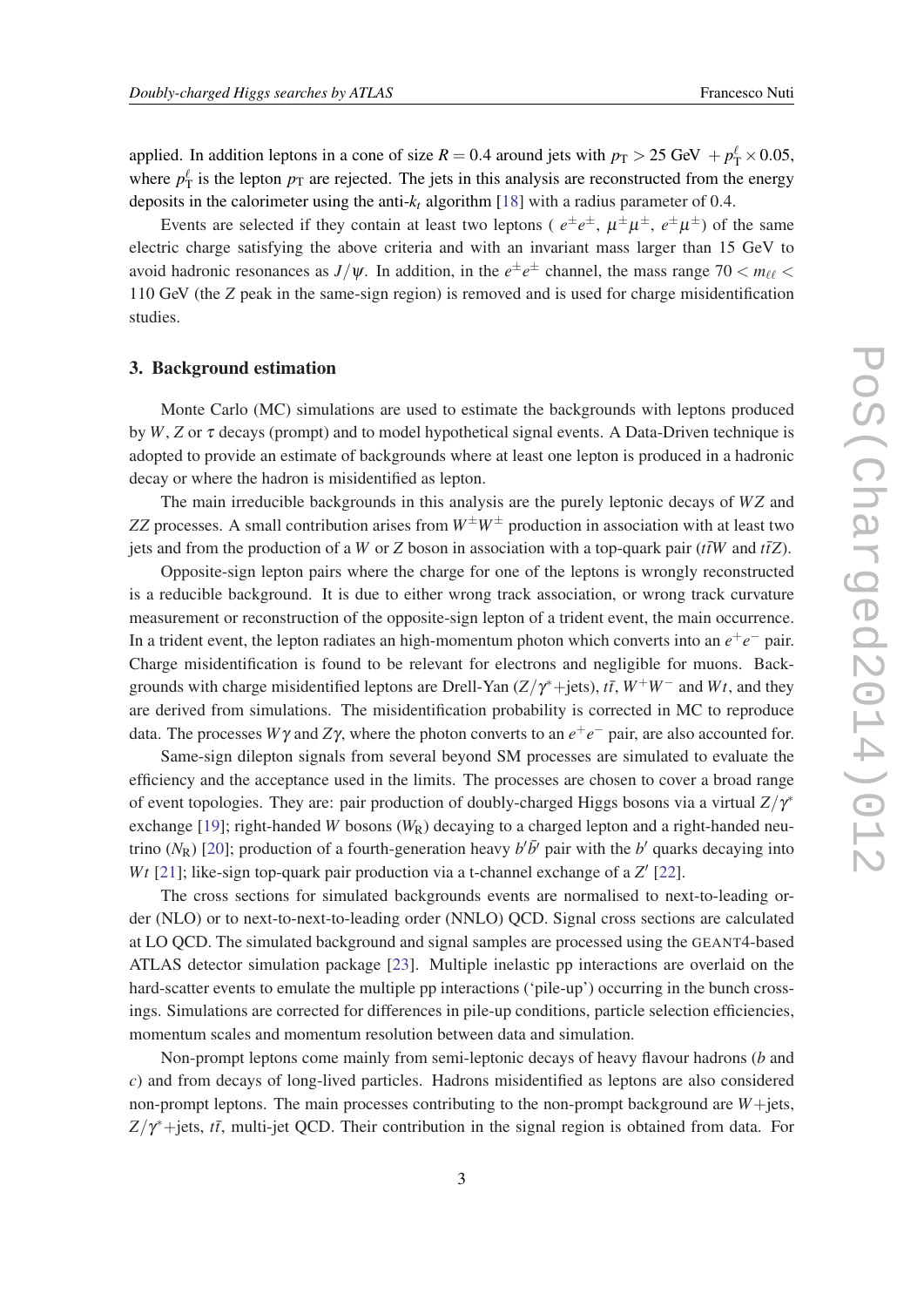applied. In addition leptons in a cone of size $R = 0.4$ around jets with $p_{\mathrm{T}} > 25$ GeV $+ p_{\mathrm{T}}^{\ell} \times 0.05$, where $p_{\mathrm{T}}^{\ell}$ is the lepton $p_{\mathrm{T}}$ are rejected. The jets in this analysis are reconstructed from the energy deposits in the calorimeter using the anti-$k_t$ algorithm [18] with a radius parameter of 0.4.

Events are selected if they contain at least two leptons ( $e^{\pm}e^{\pm}$, $\mu^{\pm}\mu^{\pm}$, $e^{\pm}\mu^{\pm}$) of the same electric charge satisfying the above criteria and with an invariant mass larger than 15 GeV to avoid hadronic resonances as $J/\psi$. In addition, in the $e^{\pm}e^{\pm}$ channel, the mass range $70 < m_{\ell\ell} < 110$ GeV (the $Z$ peak in the same-sign region) is removed and is used for charge misidentification studies.

## 3. Background estimation

Monte Carlo (MC) simulations are used to estimate the backgrounds with leptons produced by $W$, $Z$ or $\tau$ decays (prompt) and to model hypothetical signal events. A Data-Driven technique is adopted to provide an estimate of backgrounds where at least one lepton is produced in a hadronic decay or where the hadron is misidentified as lepton.

The main irreducible backgrounds in this analysis are the purely leptonic decays of $WZ$ and $ZZ$ processes. A small contribution arises from $W^{\pm}W^{\pm}$ production in association with at least two jets and from the production of a $W$ or $Z$ boson in association with a top-quark pair ($t\bar{t}W$ and $t\bar{t}Z$).

Opposite-sign lepton pairs where the charge for one of the leptons is wrongly reconstructed is a reducible background. It is due to either wrong track association, or wrong track curvature measurement or reconstruction of the opposite-sign lepton of a trident event, the main occurrence. In a trident event, the lepton radiates an high-momentum photon which converts into an $e^{+}e^{-}$ pair. Charge misidentification is found to be relevant for electrons and negligible for muons. Backgrounds with charge misidentified leptons are Drell-Yan ($Z/\gamma^{*}$+jets), $t\bar{t}$, $W^{+}W^{-}$ and $Wt$, and they are derived from simulations. The misidentification probability is corrected in MC to reproduce data. The processes $W\gamma$ and $Z\gamma$, where the photon converts to an $e^{+}e^{-}$ pair, are also accounted for.

Same-sign dilepton signals from several beyond SM processes are simulated to evaluate the efficiency and the acceptance used in the limits. The processes are chosen to cover a broad range of event topologies. They are: pair production of doubly-charged Higgs bosons via a virtual $Z/\gamma^{*}$ exchange [19]; right-handed $W$ bosons ($W_{\mathrm{R}}$) decaying to a charged lepton and a right-handed neutrino ($N_{\mathrm{R}}$) [20]; production of a fourth-generation heavy $b'\bar{b}'$ pair with the $b'$ quarks decaying into $Wt$ [21]; like-sign top-quark pair production via a t-channel exchange of a $Z'$ [22].

The cross sections for simulated backgrounds events are normalised to next-to-leading order (NLO) or to next-to-next-to-leading order (NNLO) QCD. Signal cross sections are calculated at LO QCD. The simulated background and signal samples are processed using the GEANT4-based ATLAS detector simulation package [23]. Multiple inelastic pp interactions are overlaid on the hard-scatter events to emulate the multiple pp interactions ('pile-up') occurring in the bunch crossings. Simulations are corrected for differences in pile-up conditions, particle selection efficiencies, momentum scales and momentum resolution between data and simulation.

Non-prompt leptons come mainly from semi-leptonic decays of heavy flavour hadrons ($b$ and $c$) and from decays of long-lived particles. Hadrons misidentified as leptons are also considered non-prompt leptons. The main processes contributing to the non-prompt background are $W$+jets, $Z/\gamma^{*}$+jets, $t\bar{t}$, multi-jet QCD. Their contribution in the signal region is obtained from data. For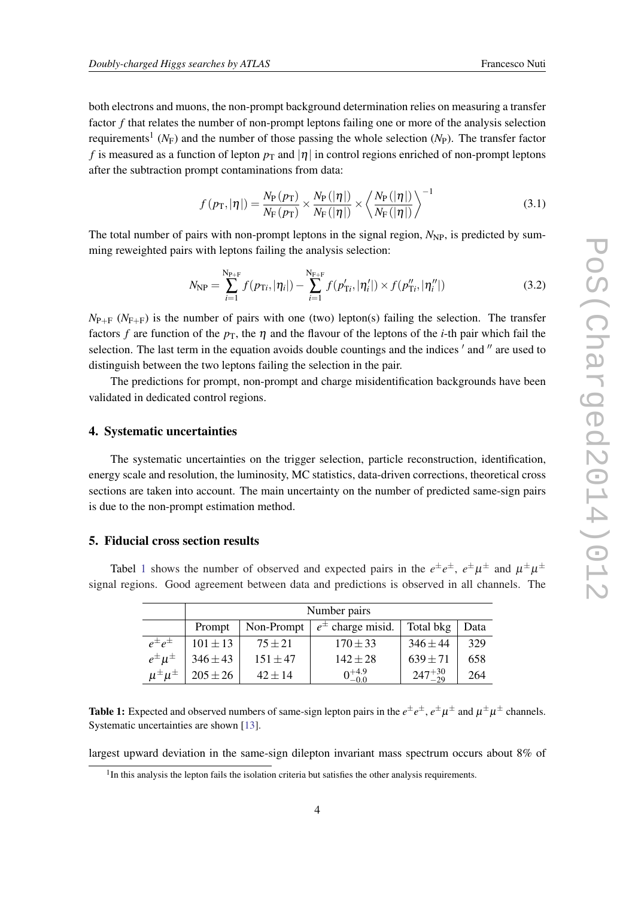both electrons and muons, the non-prompt background determination relies on measuring a transfer factor $f$ that relates the number of non-prompt leptons failing one or more of the analysis selection requirements[1] ($N_{\mathrm{F}}$) and the number of those passing the whole selection ($N_{\mathrm{P}}$). The transfer factor $f$ is measured as a function of lepton $p_{\mathrm{T}}$ and $|\eta|$ in control regions enriched of non-prompt leptons after the subtraction prompt contaminations from data:

$$f\left(p_{\mathrm{T}},|\eta|\right)=\frac{N_{\mathrm{P}}\left(p_{\mathrm{T}}\right)}{N_{\mathrm{F}}\left(p_{\mathrm{T}}\right)}\times\frac{N_{\mathrm{P}}\left(|\eta|\right)}{N_{\mathrm{F}}\left(|\eta|\right)}\times\left\langle\frac{N_{\mathrm{P}}\left(|\eta|\right)}{N_{\mathrm{F}}\left(|\eta|\right)}\right\rangle^{-1} \tag{3.1}$$

The total number of pairs with non-prompt leptons in the signal region, $N_{\mathrm{NP}}$, is predicted by summing reweighted pairs with leptons failing the analysis selection:

$$N_{\mathrm{NP}}=\sum_{i=1}^{\mathrm{N_{P+F}}} f(p_{\mathrm{T}i},|\eta_i|)-\sum_{i=1}^{\mathrm{N_{F+F}}} f(p'_{\mathrm{T}i},|\eta'_i|)\times f(p''_{\mathrm{T}i},|\eta''_i|) \tag{3.2}$$

$N_{\mathrm{P+F}}$ ($N_{\mathrm{F+F}}$) is the number of pairs with one (two) lepton(s) failing the selection. The transfer factors $f$ are function of the $p_{\mathrm{T}}$, the $\eta$ and the flavour of the leptons of the $i$-th pair which fail the selection. The last term in the equation avoids double countings and the indices $'$ and $''$ are used to distinguish between the two leptons failing the selection in the pair.

The predictions for prompt, non-prompt and charge misidentification backgrounds have been validated in dedicated control regions.

## 4. Systematic uncertainties

The systematic uncertainties on the trigger selection, particle reconstruction, identification, energy scale and resolution, the luminosity, MC statistics, data-driven corrections, theoretical cross sections are taken into account. The main uncertainty on the number of predicted same-sign pairs is due to the non-prompt estimation method.

## 5. Fiducial cross section results

Tabel 1 shows the number of observed and expected pairs in the $e^{\pm}e^{\pm}$, $e^{\pm}\mu^{\pm}$ and $\mu^{\pm}\mu^{\pm}$ signal regions. Good agreement between data and predictions is observed in all channels. The largest upward deviation in the same-sign dilepton invariant mass spectrum occurs about 8% of

| | Number pairs | | | | |
|---|---|---|---|---|---|
| | Prompt | Non-Prompt | $e^{\pm}$ charge misid. | Total bkg | Data |
| $e^{\pm}e^{\pm}$ | $101\pm13$ | $75\pm21$ | $170\pm33$ | $346\pm44$ | 329 |
| $e^{\pm}\mu^{\pm}$ | $346\pm43$ | $151\pm47$ | $142\pm28$ | $639\pm71$ | 658 |
| $\mu^{\pm}\mu^{\pm}$ | $205\pm26$ | $42\pm14$ | $0^{+4.9}_{-0.0}$ | $247^{+30}_{-29}$ | 264 |

**Table 1:** Expected and observed numbers of same-sign lepton pairs in the $e^{\pm}e^{\pm}$, $e^{\pm}\mu^{\pm}$ and $\mu^{\pm}\mu^{\pm}$ channels. Systematic uncertainties are shown [13].

[1] In this analysis the lepton fails the isolation criteria but satisfies the other analysis requirements.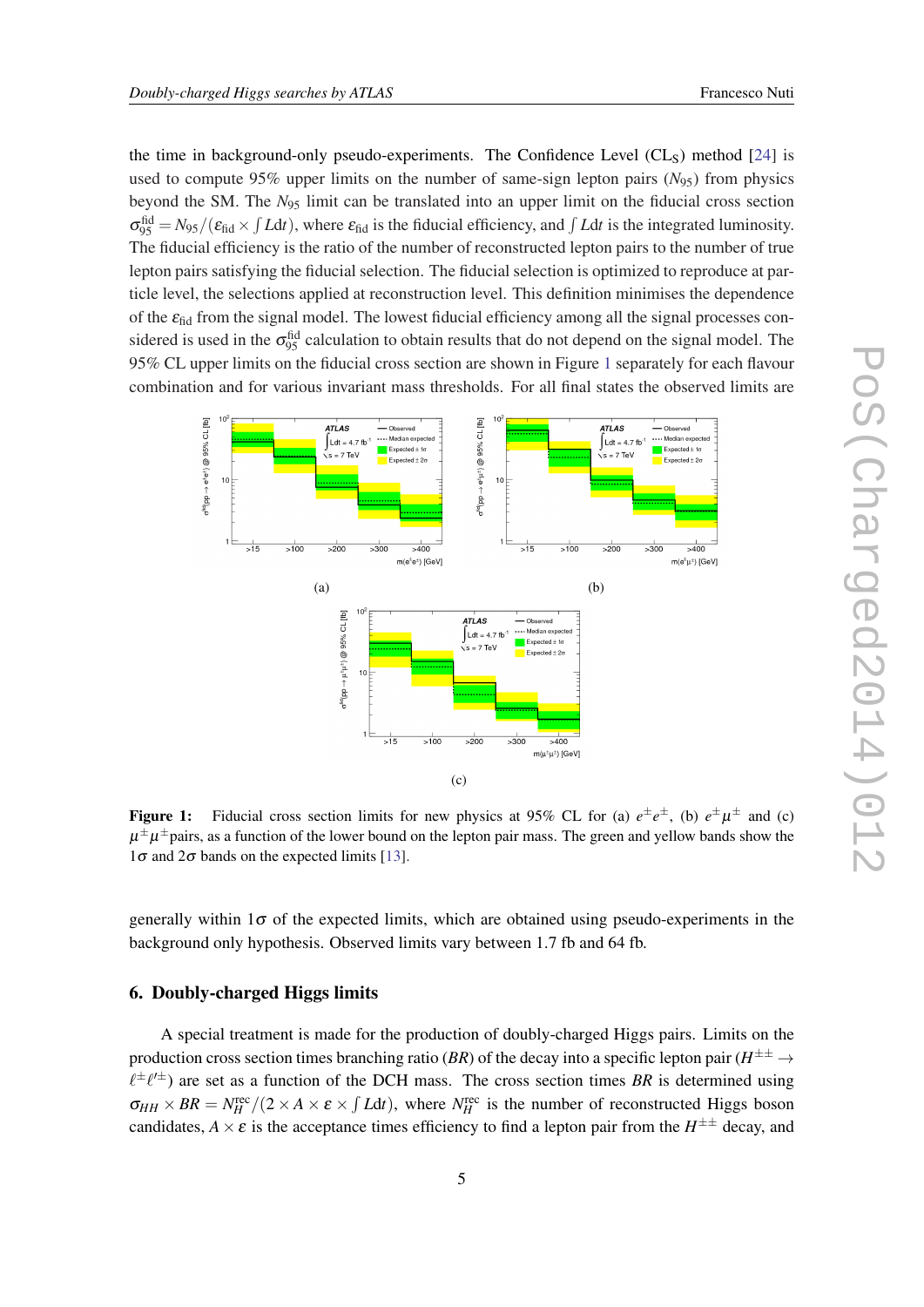the time in background-only pseudo-experiments. The Confidence Level ($\mathrm{CL_S}$) method [24] is used to compute 95% upper limits on the number of same-sign lepton pairs ($N_{95}$) from physics beyond the SM. The $N_{95}$ limit can be translated into an upper limit on the fiducial cross section $\sigma_{95}^{\mathrm{fid}} = N_{95}/(\varepsilon_{\mathrm{fid}} \times \int L dt)$, where $\varepsilon_{\mathrm{fid}}$ is the fiducial efficiency, and $\int L dt$ is the integrated luminosity. The fiducial efficiency is the ratio of the number of reconstructed lepton pairs to the number of true lepton pairs satisfying the fiducial selection. The fiducial selection is optimized to reproduce at particle level, the selections applied at reconstruction level. This definition minimises the dependence of the $\varepsilon_{\mathrm{fid}}$ from the signal model. The lowest fiducial efficiency among all the signal processes considered is used in the $\sigma_{95}^{\mathrm{fid}}$ calculation to obtain results that do not depend on the signal model. The 95% CL upper limits on the fiducial cross section are shown in Figure 1 separately for each flavour combination and for various invariant mass thresholds. For all final states the observed limits are

**Figure 1:** Fiducial cross section limits for new physics at 95% CL for (a) $e^{\pm}e^{\pm}$, (b) $e^{\pm}\mu^{\pm}$ and (c) $\mu^{\pm}\mu^{\pm}$pairs, as a function of the lower bound on the lepton pair mass. The green and yellow bands show the $1\sigma$ and $2\sigma$ bands on the expected limits [13].

generally within $1\sigma$ of the expected limits, which are obtained using pseudo-experiments in the background only hypothesis. Observed limits vary between 1.7 fb and 64 fb.

## 6. Doubly-charged Higgs limits

A special treatment is made for the production of doubly-charged Higgs pairs. Limits on the production cross section times branching ratio (*BR*) of the decay into a specific lepton pair ($H^{\pm\pm} \to \ell^{\pm}\ell'^{\pm}$) are set as a function of the DCH mass. The cross section times *BR* is determined using $\sigma_{HH} \times BR = N_H^{\mathrm{rec}}/(2 \times A \times \varepsilon \times \int L dt)$, where $N_H^{\mathrm{rec}}$ is the number of reconstructed Higgs boson candidates, $A \times \varepsilon$ is the acceptance times efficiency to find a lepton pair from the $H^{\pm\pm}$ decay, and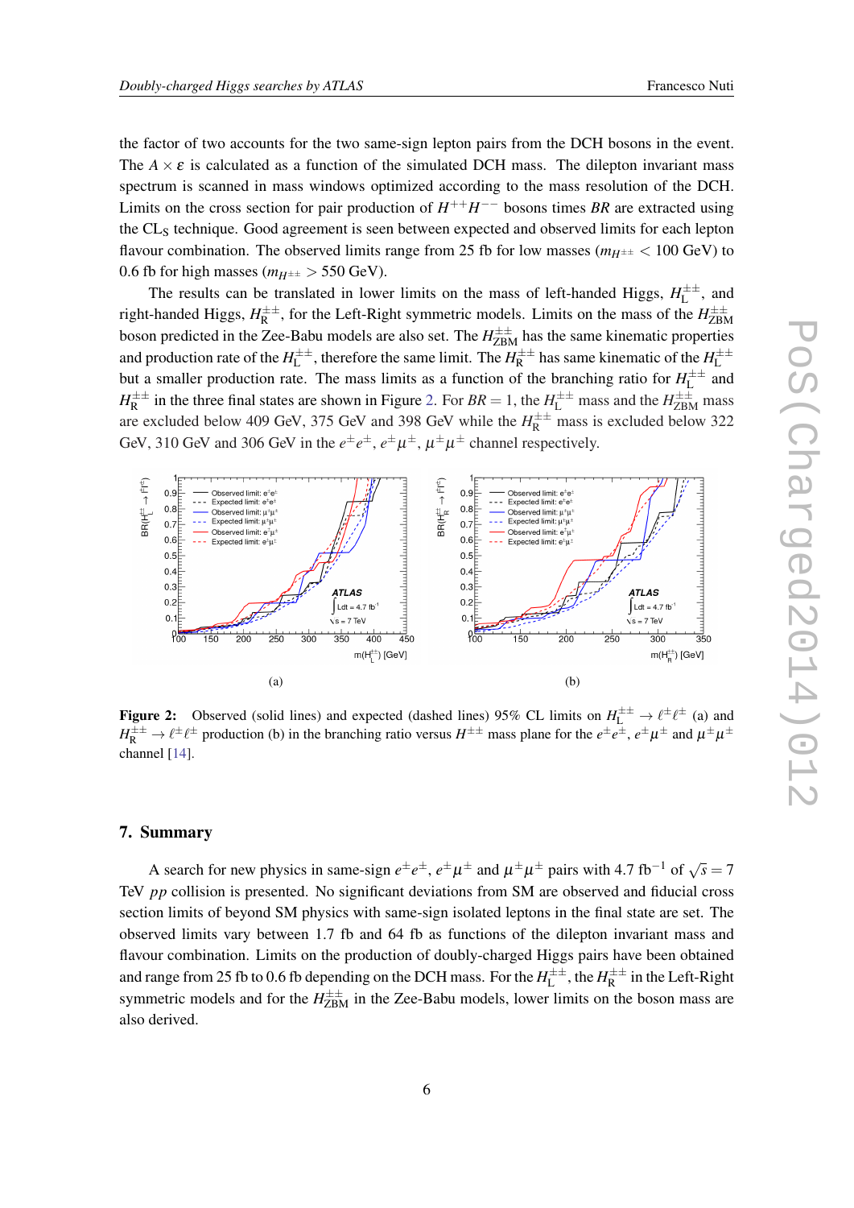the factor of two accounts for the two same-sign lepton pairs from the DCH bosons in the event. The $A \times \varepsilon$ is calculated as a function of the simulated DCH mass. The dilepton invariant mass spectrum is scanned in mass windows optimized according to the mass resolution of the DCH. Limits on the cross section for pair production of $H^{++}H^{--}$ bosons times $BR$ are extracted using the $\mathrm{CL_S}$ technique. Good agreement is seen between expected and observed limits for each lepton flavour combination. The observed limits range from 25 fb for low masses ($m_{H^{\pm\pm}} < 100$ GeV) to 0.6 fb for high masses ($m_{H^{\pm\pm}} > 550$ GeV).

The results can be translated in lower limits on the mass of left-handed Higgs, $H_{\mathrm{L}}^{\pm\pm}$, and right-handed Higgs, $H_{\mathrm{R}}^{\pm\pm}$, for the Left-Right symmetric models. Limits on the mass of the $H_{\mathrm{ZBM}}^{\pm\pm}$ boson predicted in the Zee-Babu models are also set. The $H_{\mathrm{ZBM}}^{\pm\pm}$ has the same kinematic properties and production rate of the $H_{\mathrm{L}}^{\pm\pm}$, therefore the same limit. The $H_{\mathrm{R}}^{\pm\pm}$ has same kinematic of the $H_{\mathrm{L}}^{\pm\pm}$ but a smaller production rate. The mass limits as a function of the branching ratio for $H_{\mathrm{L}}^{\pm\pm}$ and $H_{\mathrm{R}}^{\pm\pm}$ in the three final states are shown in Figure 2. For $BR = 1$, the $H_{\mathrm{L}}^{\pm\pm}$ mass and the $H_{\mathrm{ZBM}}^{\pm\pm}$ mass are excluded below 409 GeV, 375 GeV and 398 GeV while the $H_{\mathrm{R}}^{\pm\pm}$ mass is excluded below 322 GeV, 310 GeV and 306 GeV in the $e^{\pm}e^{\pm}$, $e^{\pm}\mu^{\pm}$, $\mu^{\pm}\mu^{\pm}$ channel respectively.

**Figure 2:** Observed (solid lines) and expected (dashed lines) 95% CL limits on $H_{\mathrm{L}}^{\pm\pm} \to \ell^{\pm}\ell^{\pm}$ (a) and $H_{\mathrm{R}}^{\pm\pm} \to \ell^{\pm}\ell^{\pm}$ production (b) in the branching ratio versus $H^{\pm\pm}$ mass plane for the $e^{\pm}e^{\pm}$, $e^{\pm}\mu^{\pm}$ and $\mu^{\pm}\mu^{\pm}$ channel [14].

## 7. Summary

A search for new physics in same-sign $e^{\pm}e^{\pm}$, $e^{\pm}\mu^{\pm}$ and $\mu^{\pm}\mu^{\pm}$ pairs with 4.7 fb$^{-1}$ of $\sqrt{s} = 7$ TeV *pp* collision is presented. No significant deviations from SM are observed and fiducial cross section limits of beyond SM physics with same-sign isolated leptons in the final state are set. The observed limits vary between 1.7 fb and 64 fb as functions of the dilepton invariant mass and flavour combination. Limits on the production of doubly-charged Higgs pairs have been obtained and range from 25 fb to 0.6 fb depending on the DCH mass. For the $H_{\mathrm{L}}^{\pm\pm}$, the $H_{\mathrm{R}}^{\pm\pm}$ in the Left-Right symmetric models and for the $H_{\mathrm{ZBM}}^{\pm\pm}$ in the Zee-Babu models, lower limits on the boson mass are also derived.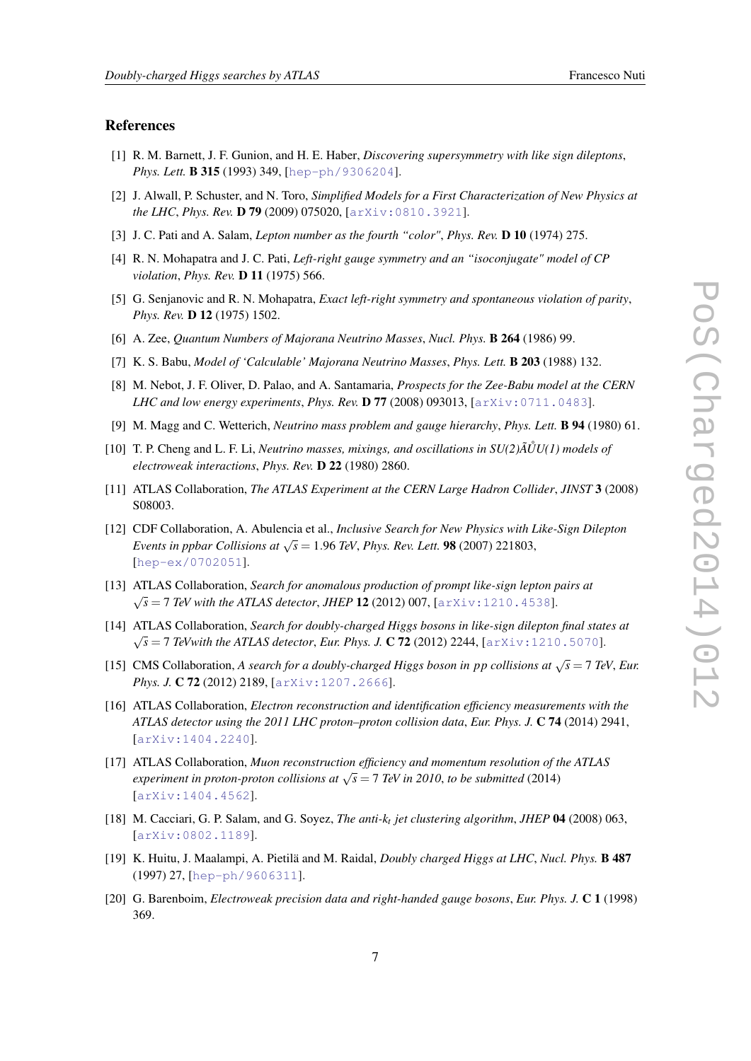## References

[1] R. M. Barnett, J. F. Gunion, and H. E. Haber, *Discovering supersymmetry with like sign dileptons*, *Phys. Lett.* **B 315** (1993) 349, [hep-ph/9306204].

[2] J. Alwall, P. Schuster, and N. Toro, *Simplified Models for a First Characterization of New Physics at the LHC*, *Phys. Rev.* **D 79** (2009) 075020, [arXiv:0810.3921].

[3] J. C. Pati and A. Salam, *Lepton number as the fourth "color"*, *Phys. Rev.* **D 10** (1974) 275.

[4] R. N. Mohapatra and J. C. Pati, *Left-right gauge symmetry and an "isoconjugate" model of CP violation*, *Phys. Rev.* **D 11** (1975) 566.

[5] G. Senjanovic and R. N. Mohapatra, *Exact left-right symmetry and spontaneous violation of parity*, *Phys. Rev.* **D 12** (1975) 1502.

[6] A. Zee, *Quantum Numbers of Majorana Neutrino Masses*, *Nucl. Phys.* **B 264** (1986) 99.

[7] K. S. Babu, *Model of 'Calculable' Majorana Neutrino Masses*, *Phys. Lett.* **B 203** (1988) 132.

[8] M. Nebot, J. F. Oliver, D. Palao, and A. Santamaria, *Prospects for the Zee-Babu model at the CERN LHC and low energy experiments*, *Phys. Rev.* **D 77** (2008) 093013, [arXiv:0711.0483].

[9] M. Magg and C. Wetterich, *Neutrino mass problem and gauge hierarchy*, *Phys. Lett.* **B 94** (1980) 61.

[10] T. P. Cheng and L. F. Li, *Neutrino masses, mixings, and oscillations in SU(2)ÃŮU(1) models of electroweak interactions*, *Phys. Rev.* **D 22** (1980) 2860.

[11] ATLAS Collaboration, *The ATLAS Experiment at the CERN Large Hadron Collider*, *JINST* **3** (2008) S08003.

[12] CDF Collaboration, A. Abulencia et al., *Inclusive Search for New Physics with Like-Sign Dilepton Events in ppbar Collisions at $\sqrt{s} = 1.96$ TeV*, *Phys. Rev. Lett.* **98** (2007) 221803, [hep-ex/0702051].

[13] ATLAS Collaboration, *Search for anomalous production of prompt like-sign lepton pairs at $\sqrt{s} = 7$ TeV with the ATLAS detector*, *JHEP* **12** (2012) 007, [arXiv:1210.4538].

[14] ATLAS Collaboration, *Search for doubly-charged Higgs bosons in like-sign dilepton final states at $\sqrt{s} = 7$ TeVwith the ATLAS detector*, *Eur. Phys. J.* **C 72** (2012) 2244, [arXiv:1210.5070].

[15] CMS Collaboration, *A search for a doubly-charged Higgs boson in pp collisions at $\sqrt{s} = 7$ TeV*, *Eur. Phys. J.* **C 72** (2012) 2189, [arXiv:1207.2666].

[16] ATLAS Collaboration, *Electron reconstruction and identification efficiency measurements with the ATLAS detector using the 2011 LHC proton–proton collision data*, *Eur. Phys. J.* **C 74** (2014) 2941, [arXiv:1404.2240].

[17] ATLAS Collaboration, *Muon reconstruction efficiency and momentum resolution of the ATLAS experiment in proton-proton collisions at $\sqrt{s} = 7$ TeV in 2010*, *to be submitted* (2014) [arXiv:1404.4562].

[18] M. Cacciari, G. P. Salam, and G. Soyez, *The anti-$k_t$ jet clustering algorithm*, *JHEP* **04** (2008) 063, [arXiv:0802.1189].

[19] K. Huitu, J. Maalampi, A. Pietilä and M. Raidal, *Doubly charged Higgs at LHC*, *Nucl. Phys.* **B 487** (1997) 27, [hep-ph/9606311].

[20] G. Barenboim, *Electroweak precision data and right-handed gauge bosons*, *Eur. Phys. J.* **C 1** (1998) 369.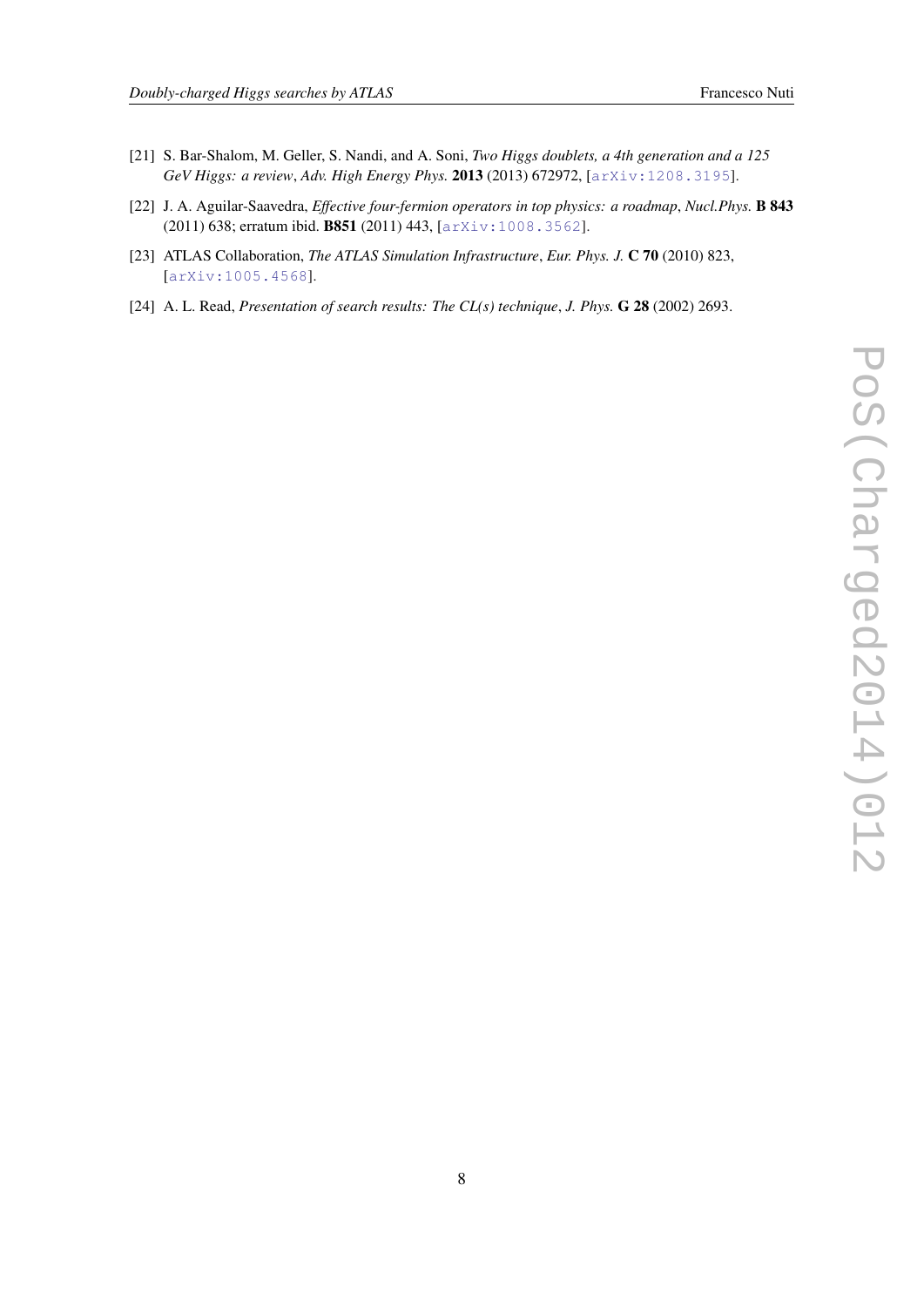[21] S. Bar-Shalom, M. Geller, S. Nandi, and A. Soni, *Two Higgs doublets, a 4th generation and a 125 GeV Higgs: a review*, *Adv. High Energy Phys.* **2013** (2013) 672972, [arXiv:1208.3195].

[22] J. A. Aguilar-Saavedra, *Effective four-fermion operators in top physics: a roadmap*, *Nucl.Phys.* **B 843** (2011) 638; erratum ibid. **B851** (2011) 443, [arXiv:1008.3562].

[23] ATLAS Collaboration, *The ATLAS Simulation Infrastructure*, *Eur. Phys. J.* **C 70** (2010) 823, [arXiv:1005.4568].

[24] A. L. Read, *Presentation of search results: The CL(s) technique*, *J. Phys.* **G 28** (2002) 2693.